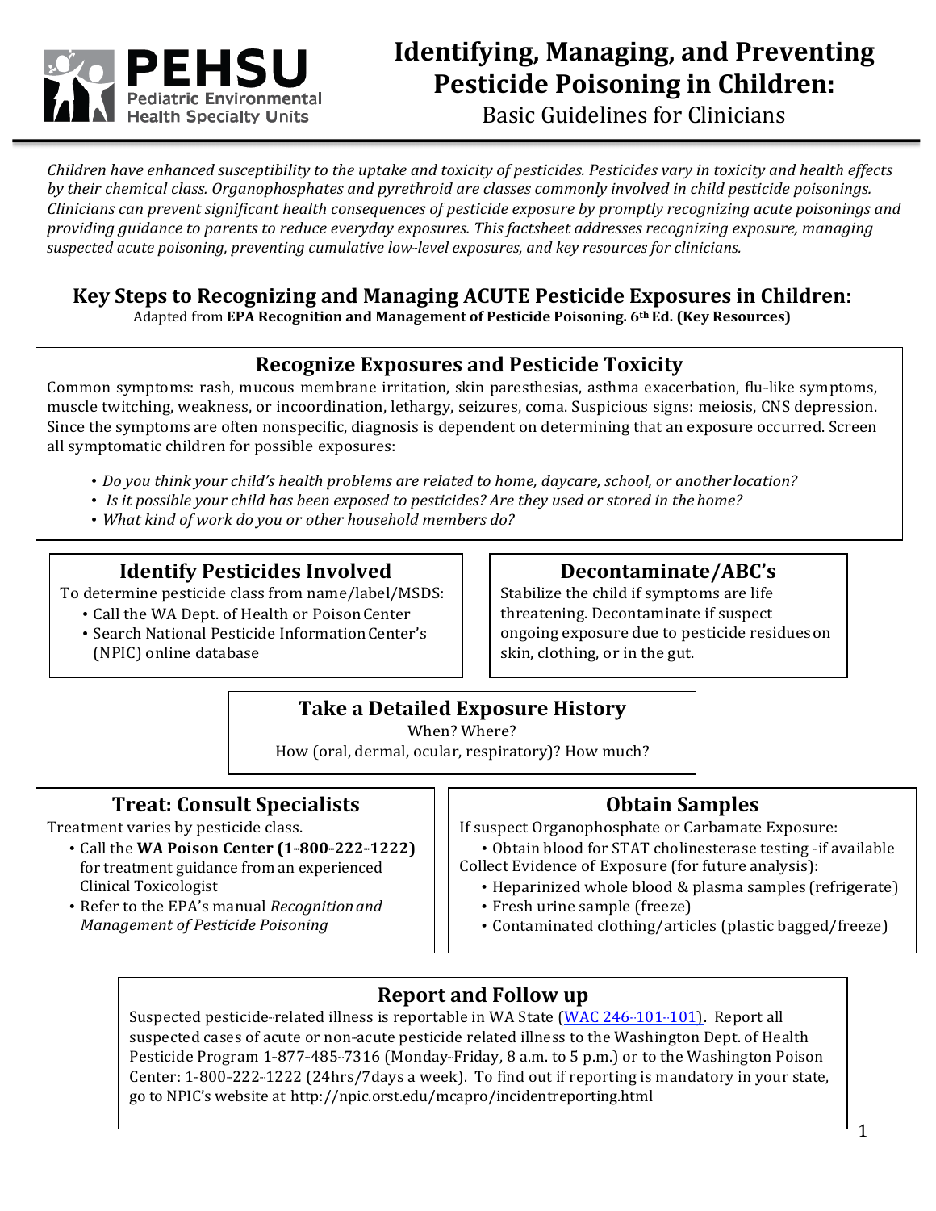# Identifying, Managing, and Preventing Pesticide Poisoning in Children:

Basic Guidelines for Clinicians

*Children have enhanced susceptibility to the uptake and toxicity of pesticides. Pesticides vary in toxicity and health effects by their chemical class. Organophosphates and pyrethroid are classes commonly involved in child pesticide poisonings. Clinicians can prevent significant health consequences of pesticide exposure by promptly recognizing acute poisonings and providing guidance to parents to reduce everyday exposures. This factsheet addresses recognizing exposure, managing suspected acute poisoning, preventing cumulative low-level exposures, and key resources for clinicians.*

## Key Steps to Recognizing and Managing ACUTE Pesticide Exposures in Children:

Adapted from **EPA Recognition and Management of Pesticide Poisoning. 6th Ed. (Key Resources)**

### Recognize Exposures and Pesticide Toxicity

Common symptoms: rash, mucous membrane irritation, skin paresthesias, asthma exacerbation, flu-like symptoms, muscle twitching, weakness, or incoordination, lethargy, seizures, coma. Suspicious signs: meiosis, CNS depression. Since the symptoms are often nonspecific, diagnosis is dependent on determining that an exposure occurred. Screen all symptomatic children for possible exposures:

- *Do you think your child's health problems are related to home, daycare, school, or another location?*
- *Is it possible your child has been exposed to pesticides? Are they used or stored in the home?*
- *What kind of work do you or other household members do?*

### Identify Pesticides Involved

To determine pesticide class from name/label/MSDS:

- Call the WA Dept. of Health or Poison Center
- Search National Pesticide Information Center's (NPIC) online database

### Decontaminate/ABC's

Stabilize the child if symptoms are life threatening. Decontaminate if suspect ongoing exposure due to pesticide residues on skin, clothing, or in the gut.

### Take a Detailed Exposure History

When? Where?
How (oral, dermal, ocular, respiratory)? How much?

### Treat: Consult Specialists

Treatment varies by pesticide class.

- Call the **WA Poison Center (1-800-222-1222)** for treatment guidance from an experienced Clinical Toxicologist
- Refer to the EPA's manual *Recognition and Management of Pesticide Poisoning*

### Obtain Samples

If suspect Organophosphate or Carbamate Exposure:

- Obtain blood for STAT cholinesterase testing -if available

Collect Evidence of Exposure (for future analysis):

- Heparinized whole blood & plasma samples (refrigerate)
- Fresh urine sample (freeze)
- Contaminated clothing/articles (plastic bagged/freeze)

### Report and Follow up

Suspected pesticide-related illness is reportable in WA State (WAC 246-101-101). Report all suspected cases of acute or non-acute pesticide related illness to the Washington Dept. of Health Pesticide Program 1-877-485-7316 (Monday-Friday, 8 a.m. to 5 p.m.) or to the Washington Poison Center: 1-800-222-1222 (24hrs/7days a week). To find out if reporting is mandatory in your state, go to NPIC's website at http://npic.orst.edu/mcapro/incidentreporting.html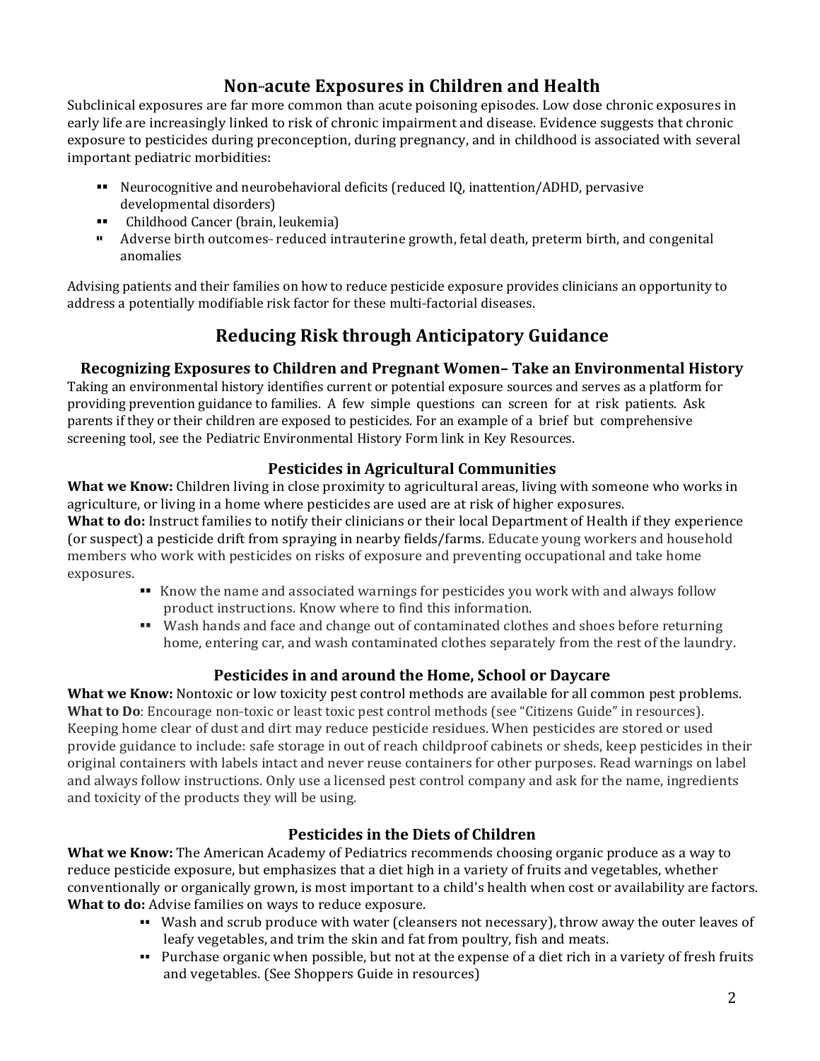## Non-acute Exposures in Children and Health

Subclinical exposures are far more common than acute poisoning episodes. Low dose chronic exposures in early life are increasingly linked to risk of chronic impairment and disease. Evidence suggests that chronic exposure to pesticides during preconception, during pregnancy, and in childhood is associated with several important pediatric morbidities:

- Neurocognitive and neurobehavioral deficits (reduced IQ, inattention/ADHD, pervasive developmental disorders)
- Childhood Cancer (brain, leukemia)
- Adverse birth outcomes- reduced intrauterine growth, fetal death, preterm birth, and congenital anomalies

Advising patients and their families on how to reduce pesticide exposure provides clinicians an opportunity to address a potentially modifiable risk factor for these multi-factorial diseases.

## Reducing Risk through Anticipatory Guidance

### Recognizing Exposures to Children and Pregnant Women– Take an Environmental History

Taking an environmental history identifies current or potential exposure sources and serves as a platform for providing prevention guidance to families. A few simple questions can screen for at risk patients. Ask parents if they or their children are exposed to pesticides. For an example of a brief but comprehensive screening tool, see the Pediatric Environmental History Form link in Key Resources.

### Pesticides in Agricultural Communities

**What we Know:** Children living in close proximity to agricultural areas, living with someone who works in agriculture, or living in a home where pesticides are used are at risk of higher exposures.

**What to do:** Instruct families to notify their clinicians or their local Department of Health if they experience (or suspect) a pesticide drift from spraying in nearby fields/farms. Educate young workers and household members who work with pesticides on risks of exposure and preventing occupational and take home exposures.

- Know the name and associated warnings for pesticides you work with and always follow product instructions. Know where to find this information.
- Wash hands and face and change out of contaminated clothes and shoes before returning home, entering car, and wash contaminated clothes separately from the rest of the laundry.

### Pesticides in and around the Home, School or Daycare

**What we Know:** Nontoxic or low toxicity pest control methods are available for all common pest problems.

**What to Do**: Encourage non-toxic or least toxic pest control methods (see "Citizens Guide" in resources). Keeping home clear of dust and dirt may reduce pesticide residues. When pesticides are stored or used provide guidance to include: safe storage in out of reach childproof cabinets or sheds, keep pesticides in their original containers with labels intact and never reuse containers for other purposes. Read warnings on label and always follow instructions. Only use a licensed pest control company and ask for the name, ingredients and toxicity of the products they will be using.

### Pesticides in the Diets of Children

**What we Know:** The American Academy of Pediatrics recommends choosing organic produce as a way to reduce pesticide exposure, but emphasizes that a diet high in a variety of fruits and vegetables, whether conventionally or organically grown, is most important to a child's health when cost or availability are factors.

**What to do:** Advise families on ways to reduce exposure.

- Wash and scrub produce with water (cleansers not necessary), throw away the outer leaves of leafy vegetables, and trim the skin and fat from poultry, fish and meats.
- Purchase organic when possible, but not at the expense of a diet rich in a variety of fresh fruits and vegetables. (See Shoppers Guide in resources)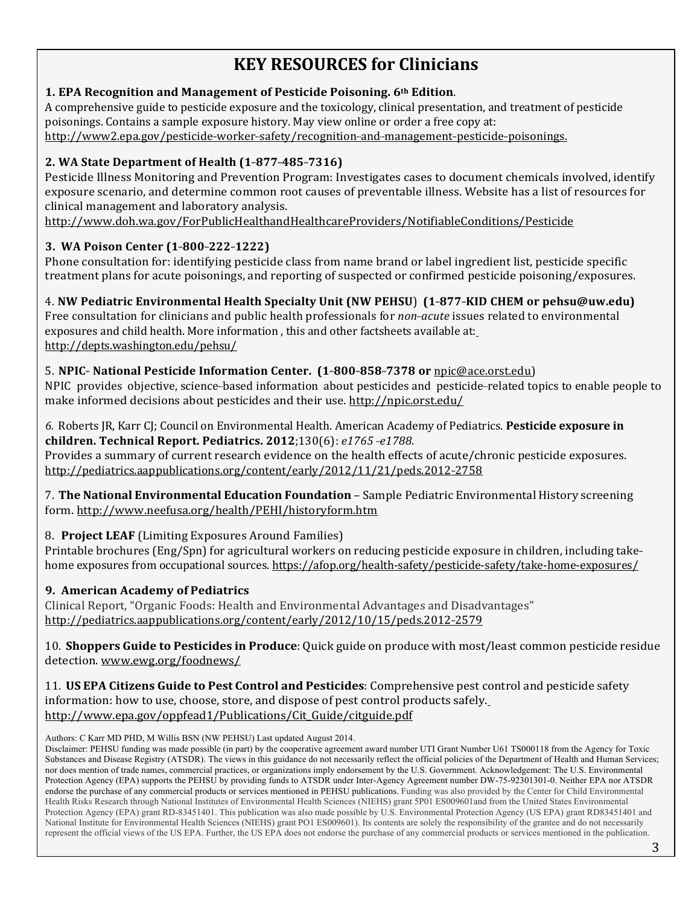# KEY RESOURCES for Clinicians

**1. EPA Recognition and Management of Pesticide Poisoning. 6th Edition**.
A comprehensive guide to pesticide exposure and the toxicology, clinical presentation, and treatment of pesticide poisonings. Contains a sample exposure history. May view online or order a free copy at:
http://www2.epa.gov/pesticide-worker-safety/recognition-and-management-pesticide-poisonings.

**2. WA State Department of Health (1-877-485-7316)**
Pesticide Illness Monitoring and Prevention Program: Investigates cases to document chemicals involved, identify exposure scenario, and determine common root causes of preventable illness. Website has a list of resources for clinical management and laboratory analysis.
http://www.doh.wa.gov/ForPublicHealthandHealthcareProviders/NotifiableConditions/Pesticide

**3. WA Poison Center (1-800-222-1222)**
Phone consultation for: identifying pesticide class from name brand or label ingredient list, pesticide specific treatment plans for acute poisonings, and reporting of suspected or confirmed pesticide poisoning/exposures.

4. **NW Pediatric Environmental Health Specialty Unit (NW PEHSU)** **(1-877-KID CHEM or pehsu@uw.edu)**
Free consultation for clinicians and public health professionals for *non-acute* issues related to environmental exposures and child health. More information , this and other factsheets available at:
http://depts.washington.edu/pehsu/

5. **NPIC- National Pesticide Information Center. (1-800-858-7378 or** npic@ace.orst.edu)
NPIC provides objective, science-based information about pesticides and pesticide-related topics to enable people to make informed decisions about pesticides and their use. http://npic.orst.edu/

*6.* Roberts JR, Karr CJ; Council on Environmental Health. American Academy of Pediatrics. **Pesticide exposure in children. Technical Report. Pediatrics. 2012**;130(6): *e1765 -e1788.*
Provides a summary of current research evidence on the health effects of acute/chronic pesticide exposures.
http://pediatrics.aappublications.org/content/early/2012/11/21/peds.2012-2758

7. **The National Environmental Education Foundation** – Sample Pediatric Environmental History screening form. http://www.neefusa.org/health/PEHI/historyform.htm

8. **Project LEAF** (Limiting Exposures Around Families)
Printable brochures (Eng/Spn) for agricultural workers on reducing pesticide exposure in children, including take-home exposures from occupational sources. https://afop.org/health-safety/pesticide-safety/take-home-exposures/

**9. American Academy of Pediatrics**
Clinical Report, "Organic Foods: Health and Environmental Advantages and Disadvantages"
http://pediatrics.aappublications.org/content/early/2012/10/15/peds.2012-2579

10. **Shoppers Guide to Pesticides in Produce**: Quick guide on produce with most/least common pesticide residue detection. www.ewg.org/foodnews/

11. **US EPA Citizens Guide to Pest Control and Pesticides**: Comprehensive pest control and pesticide safety information: how to use, choose, store, and dispose of pest control products safely.
http://www.epa.gov/oppfead1/Publications/Cit_Guide/citguide.pdf

Authors: C Karr MD PHD, M Willis BSN (NW PEHSU) Last updated August 2014.
Disclaimer: PEHSU funding was made possible (in part) by the cooperative agreement award number UTI Grant Number U61 TS000118 from the Agency for Toxic Substances and Disease Registry (ATSDR). The views in this guidance do not necessarily reflect the official policies of the Department of Health and Human Services; nor does mention of trade names, commercial practices, or organizations imply endorsement by the U.S. Government. Acknowledgement: The U.S. Environmental Protection Agency (EPA) supports the PEHSU by providing funds to ATSDR under Inter-Agency Agreement number DW-75-92301301-0. Neither EPA nor ATSDR endorse the purchase of any commercial products or services mentioned in PEHSU publications. Funding was also provided by the Center for Child Environmental Health Risks Research through National Institutes of Environmental Health Sciences (NIEHS) grant 5P01 ES009601and from the United States Environmental Protection Agency (EPA) grant RD-83451401. This publication was also made possible by U.S. Environmental Protection Agency (US EPA) grant RD83451401 and National Institute for Environmental Health Sciences (NIEHS) grant PO1 ES009601). Its contents are solely the responsibility of the grantee and do not necessarily represent the official views of the US EPA. Further, the US EPA does not endorse the purchase of any commercial products or services mentioned in the publication.